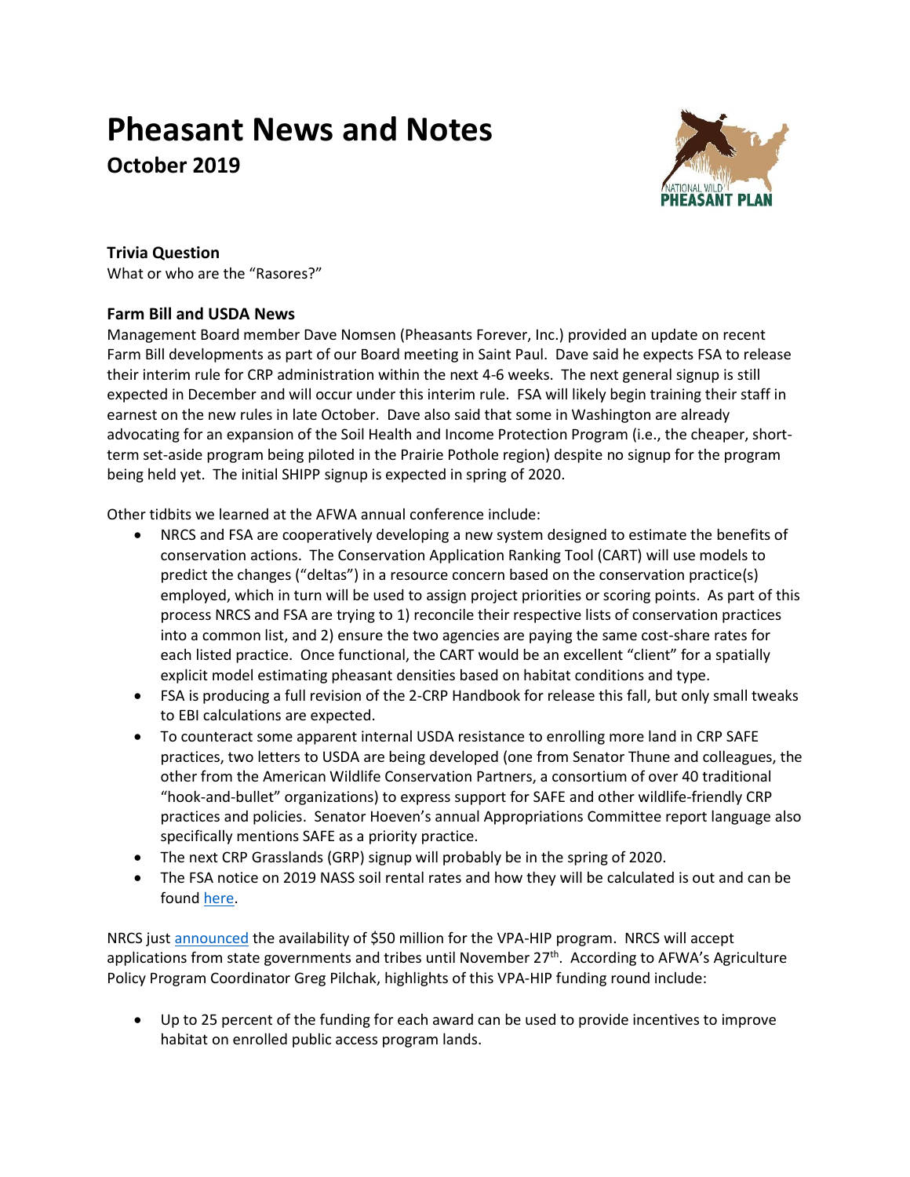# Pheasant News and Notes

## October 2019

### Trivia Question

What or who are the "Rasores?"

### Farm Bill and USDA News

Management Board member Dave Nomsen (Pheasants Forever, Inc.) provided an update on recent Farm Bill developments as part of our Board meeting in Saint Paul. Dave said he expects FSA to release their interim rule for CRP administration within the next 4-6 weeks. The next general signup is still expected in December and will occur under this interim rule. FSA will likely begin training their staff in earnest on the new rules in late October. Dave also said that some in Washington are already advocating for an expansion of the Soil Health and Income Protection Program (i.e., the cheaper, short-term set-aside program being piloted in the Prairie Pothole region) despite no signup for the program being held yet. The initial SHIPP signup is expected in spring of 2020.

Other tidbits we learned at the AFWA annual conference include:

- NRCS and FSA are cooperatively developing a new system designed to estimate the benefits of conservation actions. The Conservation Application Ranking Tool (CART) will use models to predict the changes ("deltas") in a resource concern based on the conservation practice(s) employed, which in turn will be used to assign project priorities or scoring points. As part of this process NRCS and FSA are trying to 1) reconcile their respective lists of conservation practices into a common list, and 2) ensure the two agencies are paying the same cost-share rates for each listed practice. Once functional, the CART would be an excellent "client" for a spatially explicit model estimating pheasant densities based on habitat conditions and type.
- FSA is producing a full revision of the 2-CRP Handbook for release this fall, but only small tweaks to EBI calculations are expected.
- To counteract some apparent internal USDA resistance to enrolling more land in CRP SAFE practices, two letters to USDA are being developed (one from Senator Thune and colleagues, the other from the American Wildlife Conservation Partners, a consortium of over 40 traditional "hook-and-bullet" organizations) to express support for SAFE and other wildlife-friendly CRP practices and policies. Senator Hoeven's annual Appropriations Committee report language also specifically mentions SAFE as a priority practice.
- The next CRP Grasslands (GRP) signup will probably be in the spring of 2020.
- The FSA notice on 2019 NASS soil rental rates and how they will be calculated is out and can be found here.

NRCS just announced the availability of $50 million for the VPA-HIP program. NRCS will accept applications from state governments and tribes until November 27th. According to AFWA's Agriculture Policy Program Coordinator Greg Pilchak, highlights of this VPA-HIP funding round include:

- Up to 25 percent of the funding for each award can be used to provide incentives to improve habitat on enrolled public access program lands.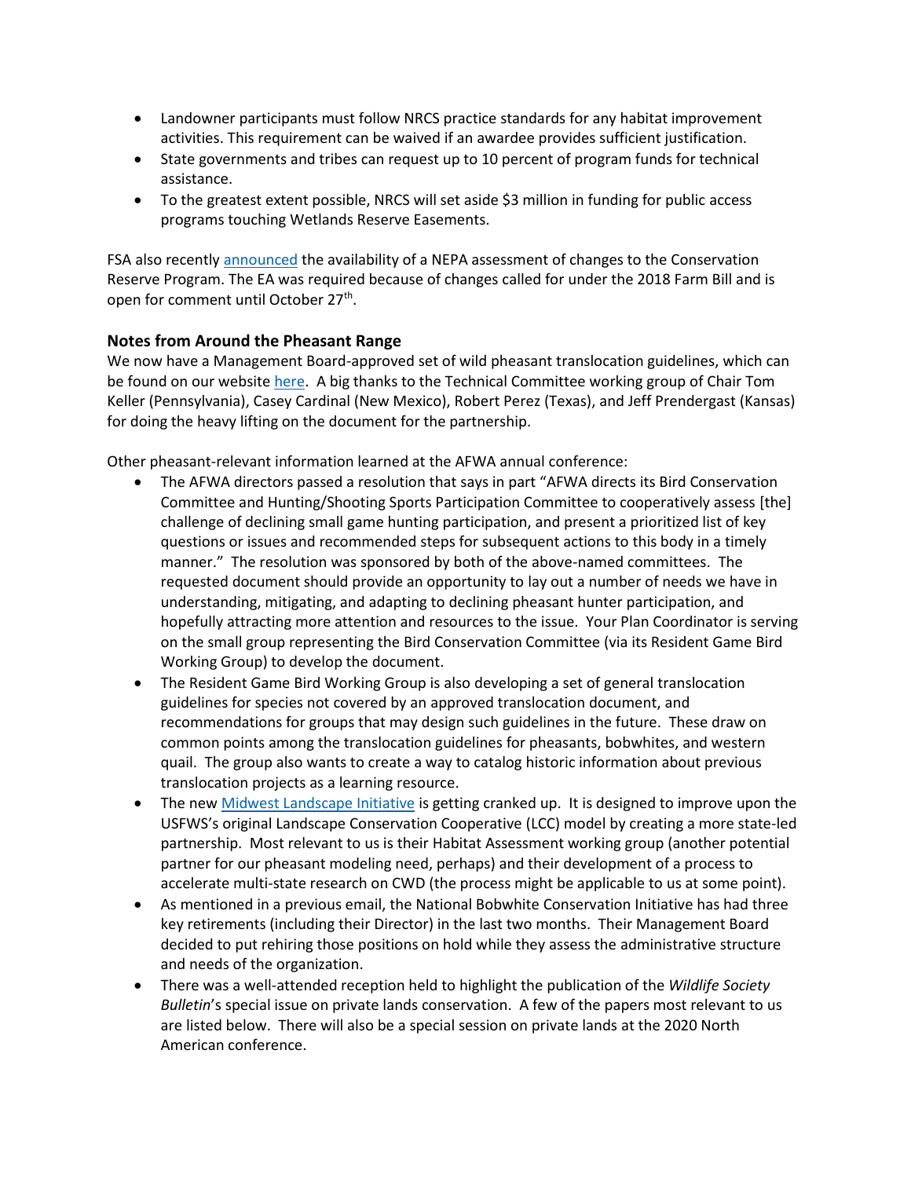- Landowner participants must follow NRCS practice standards for any habitat improvement activities. This requirement can be waived if an awardee provides sufficient justification.
- State governments and tribes can request up to 10 percent of program funds for technical assistance.
- To the greatest extent possible, NRCS will set aside $3 million in funding for public access programs touching Wetlands Reserve Easements.

FSA also recently announced the availability of a NEPA assessment of changes to the Conservation Reserve Program. The EA was required because of changes called for under the 2018 Farm Bill and is open for comment until October 27th.

### Notes from Around the Pheasant Range

We now have a Management Board-approved set of wild pheasant translocation guidelines, which can be found on our website here. A big thanks to the Technical Committee working group of Chair Tom Keller (Pennsylvania), Casey Cardinal (New Mexico), Robert Perez (Texas), and Jeff Prendergast (Kansas) for doing the heavy lifting on the document for the partnership.

Other pheasant-relevant information learned at the AFWA annual conference:

- The AFWA directors passed a resolution that says in part "AFWA directs its Bird Conservation Committee and Hunting/Shooting Sports Participation Committee to cooperatively assess [the] challenge of declining small game hunting participation, and present a prioritized list of key questions or issues and recommended steps for subsequent actions to this body in a timely manner." The resolution was sponsored by both of the above-named committees. The requested document should provide an opportunity to lay out a number of needs we have in understanding, mitigating, and adapting to declining pheasant hunter participation, and hopefully attracting more attention and resources to the issue. Your Plan Coordinator is serving on the small group representing the Bird Conservation Committee (via its Resident Game Bird Working Group) to develop the document.
- The Resident Game Bird Working Group is also developing a set of general translocation guidelines for species not covered by an approved translocation document, and recommendations for groups that may design such guidelines in the future. These draw on common points among the translocation guidelines for pheasants, bobwhites, and western quail. The group also wants to create a way to catalog historic information about previous translocation projects as a learning resource.
- The new Midwest Landscape Initiative is getting cranked up. It is designed to improve upon the USFWS's original Landscape Conservation Cooperative (LCC) model by creating a more state-led partnership. Most relevant to us is their Habitat Assessment working group (another potential partner for our pheasant modeling need, perhaps) and their development of a process to accelerate multi-state research on CWD (the process might be applicable to us at some point).
- As mentioned in a previous email, the National Bobwhite Conservation Initiative has had three key retirements (including their Director) in the last two months. Their Management Board decided to put rehiring those positions on hold while they assess the administrative structure and needs of the organization.
- There was a well-attended reception held to highlight the publication of the *Wildlife Society Bulletin*'s special issue on private lands conservation. A few of the papers most relevant to us are listed below. There will also be a special session on private lands at the 2020 North American conference.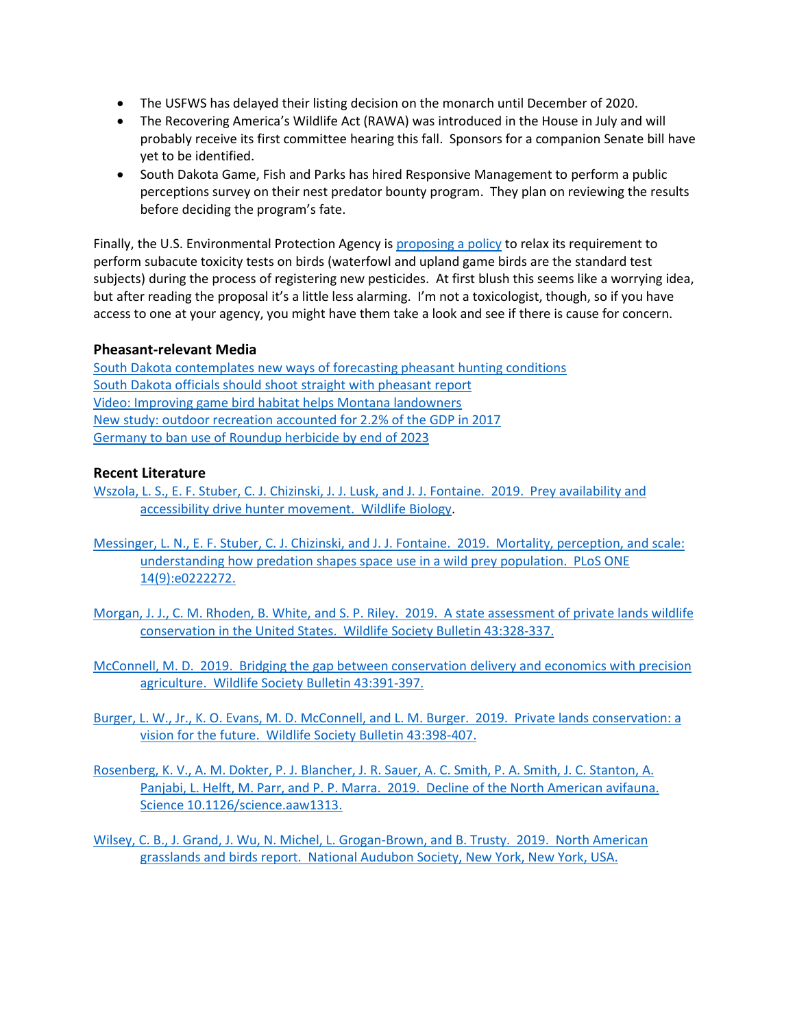- The USFWS has delayed their listing decision on the monarch until December of 2020.
- The Recovering America's Wildlife Act (RAWA) was introduced in the House in July and will probably receive its first committee hearing this fall. Sponsors for a companion Senate bill have yet to be identified.
- South Dakota Game, Fish and Parks has hired Responsive Management to perform a public perceptions survey on their nest predator bounty program. They plan on reviewing the results before deciding the program's fate.

Finally, the U.S. Environmental Protection Agency is proposing a policy to relax its requirement to perform subacute toxicity tests on birds (waterfowl and upland game birds are the standard test subjects) during the process of registering new pesticides. At first blush this seems like a worrying idea, but after reading the proposal it's a little less alarming. I'm not a toxicologist, though, so if you have access to one at your agency, you might have them take a look and see if there is cause for concern.

### Pheasant-relevant Media

South Dakota contemplates new ways of forecasting pheasant hunting conditions
South Dakota officials should shoot straight with pheasant report
Video: Improving game bird habitat helps Montana landowners
New study: outdoor recreation accounted for 2.2% of the GDP in 2017
Germany to ban use of Roundup herbicide by end of 2023

### Recent Literature

Wszola, L. S., E. F. Stuber, C. J. Chizinski, J. J. Lusk, and J. J. Fontaine. 2019. Prey availability and accessibility drive hunter movement. Wildlife Biology.

Messinger, L. N., E. F. Stuber, C. J. Chizinski, and J. J. Fontaine. 2019. Mortality, perception, and scale: understanding how predation shapes space use in a wild prey population. PLoS ONE 14(9):e0222272.

Morgan, J. J., C. M. Rhoden, B. White, and S. P. Riley. 2019. A state assessment of private lands wildlife conservation in the United States. Wildlife Society Bulletin 43:328-337.

McConnell, M. D. 2019. Bridging the gap between conservation delivery and economics with precision agriculture. Wildlife Society Bulletin 43:391-397.

Burger, L. W., Jr., K. O. Evans, M. D. McConnell, and L. M. Burger. 2019. Private lands conservation: a vision for the future. Wildlife Society Bulletin 43:398-407.

Rosenberg, K. V., A. M. Dokter, P. J. Blancher, J. R. Sauer, A. C. Smith, P. A. Smith, J. C. Stanton, A. Panjabi, L. Helft, M. Parr, and P. P. Marra. 2019. Decline of the North American avifauna. Science 10.1126/science.aaw1313.

Wilsey, C. B., J. Grand, J. Wu, N. Michel, L. Grogan-Brown, and B. Trusty. 2019. North American grasslands and birds report. National Audubon Society, New York, New York, USA.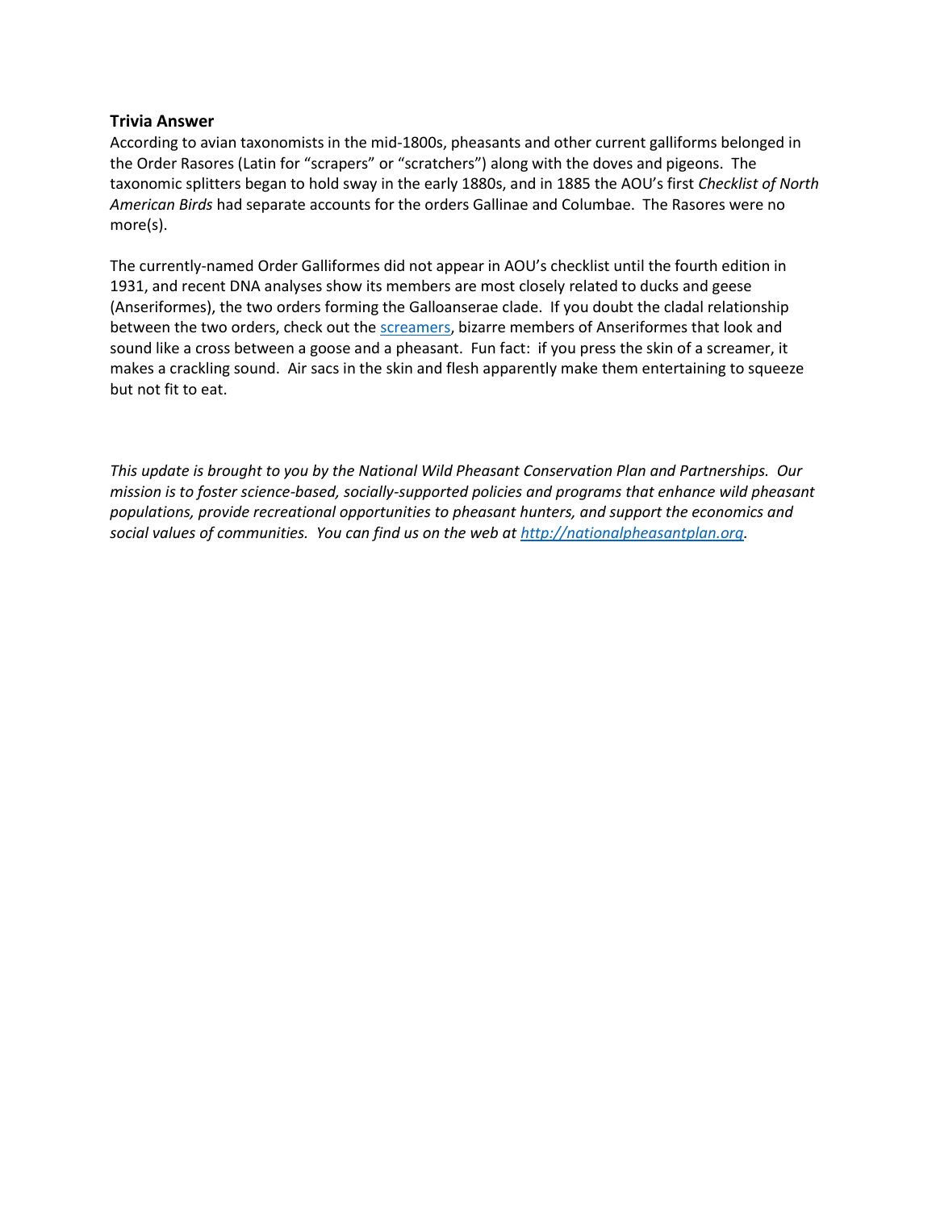### Trivia Answer

According to avian taxonomists in the mid-1800s, pheasants and other current galliforms belonged in the Order Rasores (Latin for "scrapers" or "scratchers") along with the doves and pigeons. The taxonomic splitters began to hold sway in the early 1880s, and in 1885 the AOU's first *Checklist of North American Birds* had separate accounts for the orders Gallinae and Columbae. The Rasores were no more(s).

The currently-named Order Galliformes did not appear in AOU's checklist until the fourth edition in 1931, and recent DNA analyses show its members are most closely related to ducks and geese (Anseriformes), the two orders forming the Galloanserae clade. If you doubt the cladal relationship between the two orders, check out the [screamers](), bizarre members of Anseriformes that look and sound like a cross between a goose and a pheasant. Fun fact: if you press the skin of a screamer, it makes a crackling sound. Air sacs in the skin and flesh apparently make them entertaining to squeeze but not fit to eat.

*This update is brought to you by the National Wild Pheasant Conservation Plan and Partnerships. Our mission is to foster science-based, socially-supported policies and programs that enhance wild pheasant populations, provide recreational opportunities to pheasant hunters, and support the economics and social values of communities. You can find us on the web at [http://nationalpheasantplan.org](http://nationalpheasantplan.org).*